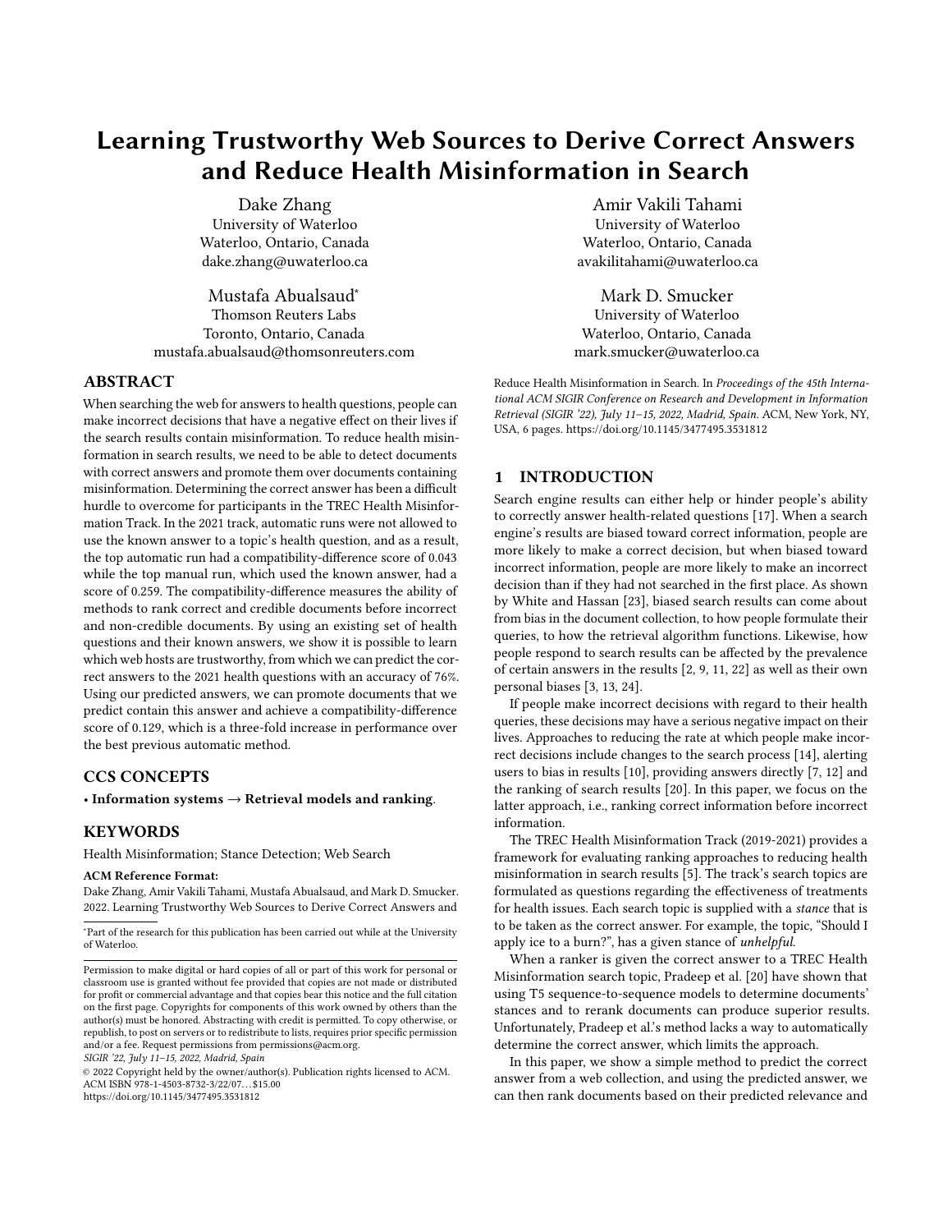# Learning Trustworthy Web Sources to Derive Correct Answers and Reduce Health Misinformation in Search

Dake Zhang
University of Waterloo
Waterloo, Ontario, Canada
dake.zhang@uwaterloo.ca

Amir Vakili Tahami
University of Waterloo
Waterloo, Ontario, Canada
avakilitahami@uwaterloo.ca

Mustafa Abualsaud*
Thomson Reuters Labs
Toronto, Ontario, Canada
mustafa.abualsaud@thomsonreuters.com

Mark D. Smucker
University of Waterloo
Waterloo, Ontario, Canada
mark.smucker@uwaterloo.ca

## ABSTRACT

When searching the web for answers to health questions, people can make incorrect decisions that have a negative effect on their lives if the search results contain misinformation. To reduce health misinformation in search results, we need to be able to detect documents with correct answers and promote them over documents containing misinformation. Determining the correct answer has been a difficult hurdle to overcome for participants in the TREC Health Misinformation Track. In the 2021 track, automatic runs were not allowed to use the known answer to a topic's health question, and as a result, the top automatic run had a compatibility-difference score of 0.043 while the top manual run, which used the known answer, had a score of 0.259. The compatibility-difference measures the ability of methods to rank correct and credible documents before incorrect and non-credible documents. By using an existing set of health questions and their known answers, we show it is possible to learn which web hosts are trustworthy, from which we can predict the correct answers to the 2021 health questions with an accuracy of 76%. Using our predicted answers, we can promote documents that we predict contain this answer and achieve a compatibility-difference score of 0.129, which is a three-fold increase in performance over the best previous automatic method.

## CCS CONCEPTS

• **Information systems → Retrieval models and ranking**.

## KEYWORDS

Health Misinformation; Stance Detection; Web Search

**ACM Reference Format:**
Dake Zhang, Amir Vakili Tahami, Mustafa Abualsaud, and Mark D. Smucker. 2022. Learning Trustworthy Web Sources to Derive Correct Answers and Reduce Health Misinformation in Search. In *Proceedings of the 45th International ACM SIGIR Conference on Research and Development in Information Retrieval (SIGIR '22), July 11–15, 2022, Madrid, Spain.* ACM, New York, NY, USA, 6 pages. https://doi.org/10.1145/3477495.3531812

*Part of the research for this publication has been carried out while at the University of Waterloo.

Permission to make digital or hard copies of all or part of this work for personal or classroom use is granted without fee provided that copies are not made or distributed for profit or commercial advantage and that copies bear this notice and the full citation on the first page. Copyrights for components of this work owned by others than the author(s) must be honored. Abstracting with credit is permitted. To copy otherwise, or republish, to post on servers or to redistribute to lists, requires prior specific permission and/or a fee. Request permissions from permissions@acm.org.
*SIGIR '22, July 11–15, 2022, Madrid, Spain*
© 2022 Copyright held by the owner/author(s). Publication rights licensed to ACM.
ACM ISBN 978-1-4503-8732-3/22/07...$15.00
https://doi.org/10.1145/3477495.3531812

## 1 INTRODUCTION

Search engine results can either help or hinder people's ability to correctly answer health-related questions [17]. When a search engine's results are biased toward correct information, people are more likely to make a correct decision, but when biased toward incorrect information, people are more likely to make an incorrect decision than if they had not searched in the first place. As shown by White and Hassan [23], biased search results can come about from bias in the document collection, to how people formulate their queries, to how the retrieval algorithm functions. Likewise, how people respond to search results can be affected by the prevalence of certain answers in the results [2, 9, 11, 22] as well as their own personal biases [3, 13, 24].

If people make incorrect decisions with regard to their health queries, these decisions may have a serious negative impact on their lives. Approaches to reducing the rate at which people make incorrect decisions include changes to the search process [14], alerting users to bias in results [10], providing answers directly [7, 12] and the ranking of search results [20]. In this paper, we focus on the latter approach, i.e., ranking correct information before incorrect information.

The TREC Health Misinformation Track (2019-2021) provides a framework for evaluating ranking approaches to reducing health misinformation in search results [5]. The track's search topics are formulated as questions regarding the effectiveness of treatments for health issues. Each search topic is supplied with a *stance* that is to be taken as the correct answer. For example, the topic, "Should I apply ice to a burn?", has a given stance of *unhelpful*.

When a ranker is given the correct answer to a TREC Health Misinformation search topic, Pradeep et al. [20] have shown that using T5 sequence-to-sequence models to determine documents' stances and to rerank documents can produce superior results. Unfortunately, Pradeep et al.'s method lacks a way to automatically determine the correct answer, which limits the approach.

In this paper, we show a simple method to predict the correct answer from a web collection, and using the predicted answer, we can then rank documents based on their predicted relevance and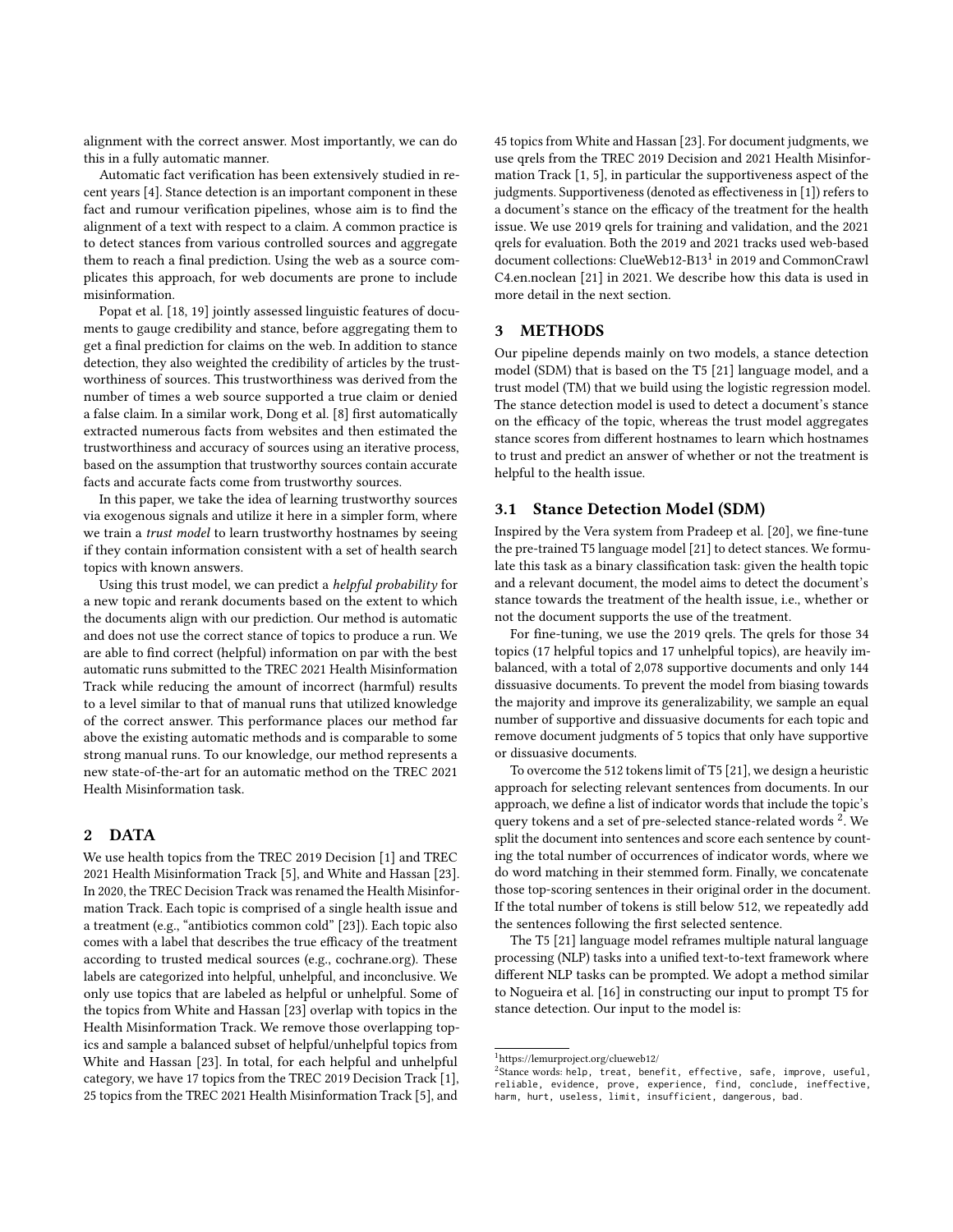alignment with the correct answer. Most importantly, we can do this in a fully automatic manner.

Automatic fact verification has been extensively studied in recent years [4]. Stance detection is an important component in these fact and rumour verification pipelines, whose aim is to find the alignment of a text with respect to a claim. A common practice is to detect stances from various controlled sources and aggregate them to reach a final prediction. Using the web as a source complicates this approach, for web documents are prone to include misinformation.

Popat et al. [18, 19] jointly assessed linguistic features of documents to gauge credibility and stance, before aggregating them to get a final prediction for claims on the web. In addition to stance detection, they also weighted the credibility of articles by the trustworthiness of sources. This trustworthiness was derived from the number of times a web source supported a true claim or denied a false claim. In a similar work, Dong et al. [8] first automatically extracted numerous facts from websites and then estimated the trustworthiness and accuracy of sources using an iterative process, based on the assumption that trustworthy sources contain accurate facts and accurate facts come from trustworthy sources.

In this paper, we take the idea of learning trustworthy sources via exogenous signals and utilize it here in a simpler form, where we train a *trust model* to learn trustworthy hostnames by seeing if they contain information consistent with a set of health search topics with known answers.

Using this trust model, we can predict a *helpful probability* for a new topic and rerank documents based on the extent to which the documents align with our prediction. Our method is automatic and does not use the correct stance of topics to produce a run. We are able to find correct (helpful) information on par with the best automatic runs submitted to the TREC 2021 Health Misinformation Track while reducing the amount of incorrect (harmful) results to a level similar to that of manual runs that utilized knowledge of the correct answer. This performance places our method far above the existing automatic methods and is comparable to some strong manual runs. To our knowledge, our method represents a new state-of-the-art for an automatic method on the TREC 2021 Health Misinformation task.

## 2 DATA

We use health topics from the TREC 2019 Decision [1] and TREC 2021 Health Misinformation Track [5], and White and Hassan [23]. In 2020, the TREC Decision Track was renamed the Health Misinformation Track. Each topic is comprised of a single health issue and a treatment (e.g., "antibiotics common cold" [23]). Each topic also comes with a label that describes the true efficacy of the treatment according to trusted medical sources (e.g., cochrane.org). These labels are categorized into helpful, unhelpful, and inconclusive. We only use topics that are labeled as helpful or unhelpful. Some of the topics from White and Hassan [23] overlap with topics in the Health Misinformation Track. We remove those overlapping topics and sample a balanced subset of helpful/unhelpful topics from White and Hassan [23]. In total, for each helpful and unhelpful category, we have 17 topics from the TREC 2019 Decision Track [1], 25 topics from the TREC 2021 Health Misinformation Track [5], and 45 topics from White and Hassan [23]. For document judgments, we use qrels from the TREC 2019 Decision and 2021 Health Misinformation Track [1, 5], in particular the supportiveness aspect of the judgments. Supportiveness (denoted as effectiveness in [1]) refers to a document's stance on the efficacy of the treatment for the health issue. We use 2019 qrels for training and validation, and the 2021 qrels for evaluation. Both the 2019 and 2021 tracks used web-based document collections: ClueWeb12-B13[1] in 2019 and CommonCrawl C4.en.noclean [21] in 2021. We describe how this data is used in more detail in the next section.

## 3 METHODS

Our pipeline depends mainly on two models, a stance detection model (SDM) that is based on the T5 [21] language model, and a trust model (TM) that we build using the logistic regression model. The stance detection model is used to detect a document's stance on the efficacy of the topic, whereas the trust model aggregates stance scores from different hostnames to learn which hostnames to trust and predict an answer of whether or not the treatment is helpful to the health issue.

### 3.1 Stance Detection Model (SDM)

Inspired by the Vera system from Pradeep et al. [20], we fine-tune the pre-trained T5 language model [21] to detect stances. We formulate this task as a binary classification task: given the health topic and a relevant document, the model aims to detect the document's stance towards the treatment of the health issue, i.e., whether or not the document supports the use of the treatment.

For fine-tuning, we use the 2019 qrels. The qrels for those 34 topics (17 helpful topics and 17 unhelpful topics), are heavily imbalanced, with a total of 2,078 supportive documents and only 144 dissuasive documents. To prevent the model from biasing towards the majority and improve its generalizability, we sample an equal number of supportive and dissuasive documents for each topic and remove document judgments of 5 topics that only have supportive or dissuasive documents.

To overcome the 512 tokens limit of T5 [21], we design a heuristic approach for selecting relevant sentences from documents. In our approach, we define a list of indicator words that include the topic's query tokens and a set of pre-selected stance-related words [2]. We split the document into sentences and score each sentence by counting the total number of occurrences of indicator words, where we do word matching in their stemmed form. Finally, we concatenate those top-scoring sentences in their original order in the document. If the total number of tokens is still below 512, we repeatedly add the sentences following the first selected sentence.

The T5 [21] language model reframes multiple natural language processing (NLP) tasks into a unified text-to-text framework where different NLP tasks can be prompted. We adopt a method similar to Nogueira et al. [16] in constructing our input to prompt T5 for stance detection. Our input to the model is:

---

[1] https://lemurproject.org/clueweb12/

[2] Stance words: `help, treat, benefit, effective, safe, improve, useful, reliable, evidence, prove, experience, find, conclude, ineffective, harm, hurt, useless, limit, insufficient, dangerous, bad.`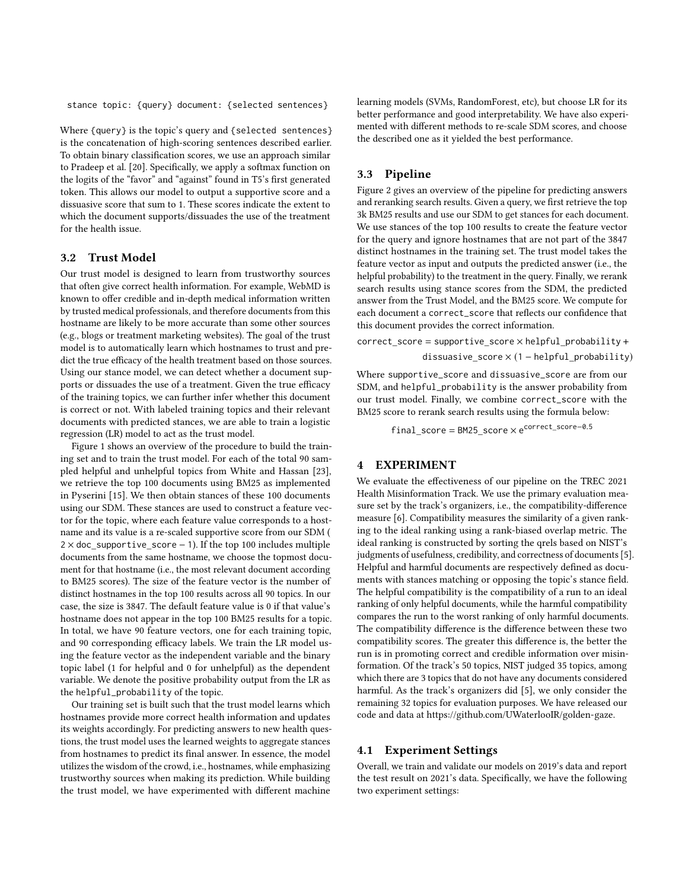```
stance topic: {query} document: {selected sentences}
```

Where `{query}` is the topic's query and `{selected sentences}` is the concatenation of high-scoring sentences described earlier. To obtain binary classification scores, we use an approach similar to Pradeep et al. [20]. Specifically, we apply a softmax function on the logits of the "favor" and "against" found in T5's first generated token. This allows our model to output a supportive score and a dissuasive score that sum to 1. These scores indicate the extent to which the document supports/dissuades the use of the treatment for the health issue.

### 3.2 Trust Model

Our trust model is designed to learn from trustworthy sources that often give correct health information. For example, WebMD is known to offer credible and in-depth medical information written by trusted medical professionals, and therefore documents from this hostname are likely to be more accurate than some other sources (e.g., blogs or treatment marketing websites). The goal of the trust model is to automatically learn which hostnames to trust and predict the true efficacy of the health treatment based on those sources. Using our stance model, we can detect whether a document supports or dissuades the use of a treatment. Given the true efficacy of the training topics, we can further infer whether this document is correct or not. With labeled training topics and their relevant documents with predicted stances, we are able to train a logistic regression (LR) model to act as the trust model.

Figure 1 shows an overview of the procedure to build the training set and to train the trust model. For each of the total 90 sampled helpful and unhelpful topics from White and Hassan [23], we retrieve the top 100 documents using BM25 as implemented in Pyserini [15]. We then obtain stances of these 100 documents using our SDM. These stances are used to construct a feature vector for the topic, where each feature value corresponds to a hostname and its value is a re-scaled supportive score from our SDM ( $2 \times \texttt{doc\_supportive\_score} - 1$). If the top 100 includes multiple documents from the same hostname, we choose the topmost document for that hostname (i.e., the most relevant document according to BM25 scores). The size of the feature vector is the number of distinct hostnames in the top 100 results across all 90 topics. In our case, the size is 3847. The default feature value is 0 if that value's hostname does not appear in the top 100 BM25 results for a topic. In total, we have 90 feature vectors, one for each training topic, and 90 corresponding efficacy labels. We train the LR model using the feature vector as the independent variable and the binary topic label (1 for helpful and 0 for unhelpful) as the dependent variable. We denote the positive probability output from the LR as the `helpful_probability` of the topic.

Our training set is built such that the trust model learns which hostnames provide more correct health information and updates its weights accordingly. For predicting answers to new health questions, the trust model uses the learned weights to aggregate stances from hostnames to predict its final answer. In essence, the model utilizes the wisdom of the crowd, i.e., hostnames, while emphasizing trustworthy sources when making its prediction. While building the trust model, we have experimented with different machine learning models (SVMs, RandomForest, etc), but choose LR for its better performance and good interpretability. We have also experimented with different methods to re-scale SDM scores, and choose the described one as it yielded the best performance.

### 3.3 Pipeline

Figure 2 gives an overview of the pipeline for predicting answers and reranking search results. Given a query, we first retrieve the top 3k BM25 results and use our SDM to get stances for each document. We use stances of the top 100 results to create the feature vector for the query and ignore hostnames that are not part of the 3847 distinct hostnames in the training set. The trust model takes the feature vector as input and outputs the predicted answer (i.e., the helpful probability) to the treatment in the query. Finally, we rerank search results using stance scores from the SDM, the predicted answer from the Trust Model, and the BM25 score. We compute for each document a `correct_score` that reflects our confidence that this document provides the correct information.

$$\texttt{correct\_score} = \texttt{supportive\_score} \times \texttt{helpful\_probability} + \texttt{dissuasive\_score} \times (1 - \texttt{helpful\_probability})$$

Where `supportive_score` and `dissuasive_score` are from our SDM, and `helpful_probability` is the answer probability from our trust model. Finally, we combine `correct_score` with the BM25 score to rerank search results using the formula below:

$$\texttt{final\_score} = \texttt{BM25\_score} \times e^{\texttt{correct\_score} - 0.5}$$

## 4 EXPERIMENT

We evaluate the effectiveness of our pipeline on the TREC 2021 Health Misinformation Track. We use the primary evaluation measure set by the track's organizers, i.e., the compatibility-difference measure [6]. Compatibility measures the similarity of a given ranking to the ideal ranking using a rank-biased overlap metric. The ideal ranking is constructed by sorting the qrels based on NIST's judgments of usefulness, credibility, and correctness of documents [5]. Helpful and harmful documents are respectively defined as documents with stances matching or opposing the topic's stance field. The helpful compatibility is the compatibility of a run to an ideal ranking of only helpful documents, while the harmful compatibility compares the run to the worst ranking of only harmful documents. The compatibility difference is the difference between these two compatibility scores. The greater this difference is, the better the run is in promoting correct and credible information over misinformation. Of the track's 50 topics, NIST judged 35 topics, among which there are 3 topics that do not have any documents considered harmful. As the track's organizers did [5], we only consider the remaining 32 topics for evaluation purposes. We have released our code and data at https://github.com/UWaterlooIR/golden-gaze.

### 4.1 Experiment Settings

Overall, we train and validate our models on 2019's data and report the test result on 2021's data. Specifically, we have the following two experiment settings: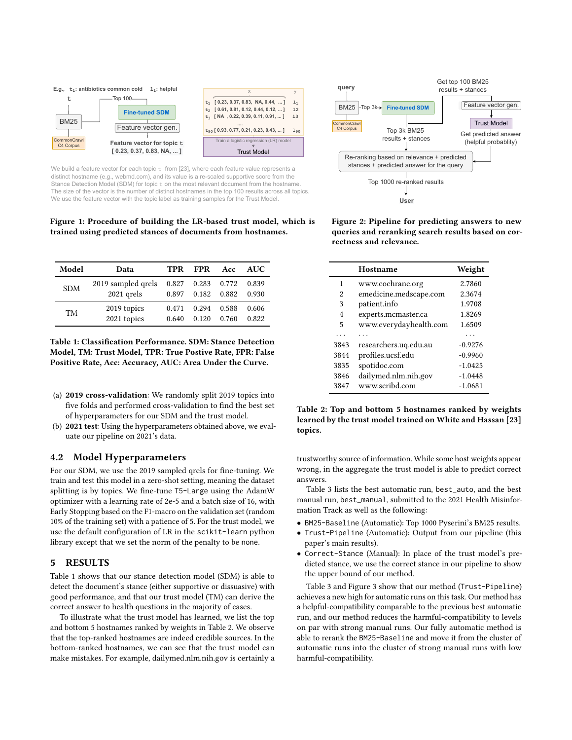Figure 1: Procedure of building the LR-based trust model, which is trained using predicted stances of documents from hostnames.

Figure 2: Pipeline for predicting answers to new queries and reranking search results based on correctness and relevance.

| Model | Data | TPR | FPR | Acc | AUC |
|---|---|---|---|---|---|
| SDM | 2019 sampled qrels | 0.827 | 0.283 | 0.772 | 0.839 |
| | 2021 qrels | 0.897 | 0.182 | 0.882 | 0.930 |
| TM | 2019 topics | 0.471 | 0.294 | 0.588 | 0.606 |
| | 2021 topics | 0.640 | 0.120 | 0.760 | 0.822 |

**Table 1: Classification Performance. SDM: Stance Detection Model, TM: Trust Model, TPR: True Postive Rate, FPR: False Positive Rate, Acc: Accuracy, AUC: Area Under the Curve.**

(a) **2019 cross-validation**: We randomly split 2019 topics into five folds and performed cross-validation to find the best set of hyperparameters for our SDM and the trust model.
(b) **2021 test**: Using the hyperparameters obtained above, we evaluate our pipeline on 2021's data.

## 4.2 Model Hyperparameters

For our SDM, we use the 2019 sampled qrels for fine-tuning. We train and test this model in a zero-shot setting, meaning the dataset splitting is by topics. We fine-tune T5-Large using the AdamW optimizer with a learning rate of 2e-5 and a batch size of 16, with Early Stopping based on the F1-macro on the validation set (random 10% of the training set) with a patience of 5. For the trust model, we use the default configuration of LR in the scikit-learn python library except that we set the norm of the penalty to be none.

# 5 RESULTS

Table 1 shows that our stance detection model (SDM) is able to detect the document's stance (either supportive or dissuasive) with good performance, and that our trust model (TM) can derive the correct answer to health questions in the majority of cases.

To illustrate what the trust model has learned, we list the top and bottom 5 hostnames ranked by weights in Table 2. We observe that the top-ranked hostnames are indeed credible sources. In the bottom-ranked hostnames, we can see that the trust model can make mistakes. For example, dailymed.nlm.nih.gov is certainly a trustworthy source of information. While some host weights appear wrong, in the aggregate the trust model is able to predict correct answers.

| | Hostname | Weight |
|---|---|---|
| 1 | www.cochrane.org | 2.7860 |
| 2 | emedicine.medscape.com | 2.3674 |
| 3 | patient.info | 1.9708 |
| 4 | experts.mcmaster.ca | 1.8269 |
| 5 | www.everydayhealth.com | 1.6509 |
| ... | ... | ... |
| 3843 | researchers.uq.edu.au | -0.9276 |
| 3844 | profiles.ucsf.edu | -0.9960 |
| 3835 | spotidoc.com | -1.0425 |
| 3846 | dailymed.nlm.nih.gov | -1.0448 |
| 3847 | www.scribd.com | -1.0681 |

**Table 2: Top and bottom 5 hostnames ranked by weights learned by the trust model trained on White and Hassan [23] topics.**

Table 3 lists the best automatic run, best_auto, and the best manual run, best_manual, submitted to the 2021 Health Misinformation Track as well as the following:

- BM25-Baseline (Automatic): Top 1000 Pyserini's BM25 results.
- Trust-Pipeline (Automatic): Output from our pipeline (this paper's main results).
- Correct-Stance (Manual): In place of the trust model's predicted stance, we use the correct stance in our pipeline to show the upper bound of our method.

Table 3 and Figure 3 show that our method (Trust-Pipeline) achieves a new high for automatic runs on this task. Our method has a helpful-compatibility comparable to the previous best automatic run, and our method reduces the harmful-compatibility to levels on par with strong manual runs. Our fully automatic method is able to rerank the BM25-Baseline and move it from the cluster of automatic runs into the cluster of strong manual runs with low harmful-compatibility.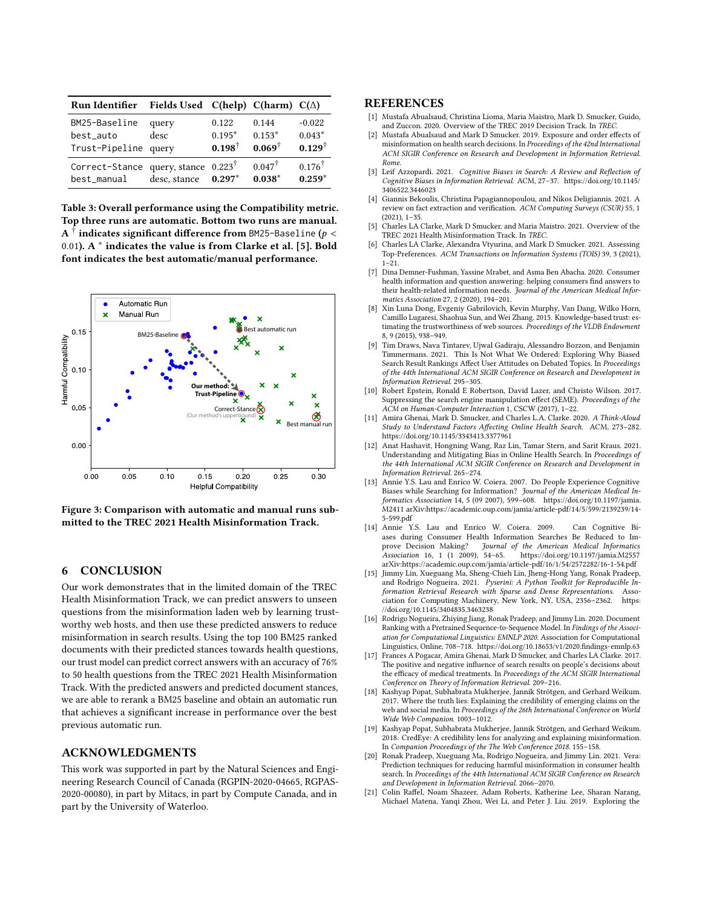| Run Identifier | Fields Used | C(help) | C(harm) | C(Δ) |
|---|---|---|---|---|
| BM25-Baseline | query | 0.122 | 0.144 | -0.022 |
| best_auto | desc | 0.195* | 0.153* | 0.043* |
| Trust-Pipeline | query | **0.198**† | **0.069**† | **0.129**† |
| Correct-Stance | query, stance | 0.223† | 0.047† | 0.176† |
| best_manual | desc, stance | **0.297*** | **0.038*** | **0.259*** |

**Table 3: Overall performance using the Compatibility metric. Top three runs are automatic. Bottom two runs are manual. A † indicates significant difference from BM25-Baseline ($p < 0.01$). A * indicates the value is from Clarke et al. [5]. Bold font indicates the best automatic/manual performance.**

**Figure 3: Comparison with automatic and manual runs submitted to the TREC 2021 Health Misinformation Track.**

## 6 CONCLUSION

Our work demonstrates that in the limited domain of the TREC Health Misinformation Track, we can predict answers to unseen questions from the misinformation laden web by learning trustworthy web hosts, and then use these predicted answers to reduce misinformation in search results. Using the top 100 BM25 ranked documents with their predicted stances towards health questions, our trust model can predict correct answers with an accuracy of 76% to 50 health questions from the TREC 2021 Health Misinformation Track. With the predicted answers and predicted document stances, we are able to rerank a BM25 baseline and obtain an automatic run that achieves a significant increase in performance over the best previous automatic run.

## ACKNOWLEDGMENTS

This work was supported in part by the Natural Sciences and Engineering Research Council of Canada (RGPIN-2020-04665, RGPAS-2020-00080), in part by Mitacs, in part by Compute Canada, and in part by the University of Waterloo.

## REFERENCES

[1] Mustafa Abualsaud, Christina Lioma, Maria Maistro, Mark D. Smucker, Guido, and Zuccon. 2020. Overview of the TREC 2019 Decision Track. In *TREC*.

[2] Mustafa Abualsaud and Mark D Smucker. 2019. Exposure and order effects of misinformation on health search decisions. In *Proceedings of the 42nd International ACM SIGIR Conference on Research and Development in Information Retrieval. Rome*.

[3] Leif Azzopardi. 2021. *Cognitive Biases in Search: A Review and Reflection of Cognitive Biases in Information Retrieval.* ACM, 27–37. https://doi.org/10.1145/3406522.3446023

[4] Giannis Bekoulis, Christina Papagiannopoulou, and Nikos Deligiannis. 2021. A review on fact extraction and verification. *ACM Computing Surveys (CSUR)* 55, 1 (2021), 1–35.

[5] Charles LA Clarke, Mark D Smucker, and Maria Maistro. 2021. Overview of the TREC 2021 Health Misinformation Track. In *TREC*.

[6] Charles LA Clarke, Alexandra Vtyurina, and Mark D Smucker. 2021. Assessing Top-Preferences. *ACM Transactions on Information Systems (TOIS)* 39, 3 (2021), 1–21.

[7] Dina Demner-Fushman, Yassine Mrabet, and Asma Ben Abacha. 2020. Consumer health information and question answering: helping consumers find answers to their health-related information needs. *Journal of the American Medical Informatics Association* 27, 2 (2020), 194–201.

[8] Xin Luna Dong, Evgeniy Gabrilovich, Kevin Murphy, Van Dang, Wilko Horn, Camillo Lugaresi, Shaohua Sun, and Wei Zhang. 2015. Knowledge-based trust: estimating the trustworthiness of web sources. *Proceedings of the VLDB Endowment* 8, 9 (2015), 938–949.

[9] Tim Draws, Nava Tintarev, Ujwal Gadiraju, Alessandro Bozzon, and Benjamin Timmermans. 2021. This Is Not What We Ordered: Exploring Why Biased Search Result Rankings Affect User Attitudes on Debated Topics. In *Proceedings of the 44th International ACM SIGIR Conference on Research and Development in Information Retrieval.* 295–305.

[10] Robert Epstein, Ronald E Robertson, David Lazer, and Christo Wilson. 2017. Suppressing the search engine manipulation effect (SEME). *Proceedings of the ACM on Human-Computer Interaction* 1, CSCW (2017), 1–22.

[11] Amira Ghenai, Mark D. Smucker, and Charles L.A. Clarke. 2020. *A Think-Aloud Study to Understand Factors Affecting Online Health Search.* ACM, 273–282. https://doi.org/10.1145/3343413.3377961

[12] Anat Hashavit, Hongning Wang, Raz Lin, Tamar Stern, and Sarit Kraus. 2021. Understanding and Mitigating Bias in Online Health Search. In *Proceedings of the 44th International ACM SIGIR Conference on Research and Development in Information Retrieval.* 265–274.

[13] Annie Y.S. Lau and Enrico W. Coiera. 2007. Do People Experience Cognitive Biases while Searching for Information? *Journal of the American Medical Informatics Association* 14, 5 (09 2007), 599–608. https://doi.org/10.1197/jamia.M2411 arXiv:https://academic.oup.com/jamia/article-pdf/14/5/599/2139299/14-5-599.pdf

[14] Annie Y.S. Lau and Enrico W. Coiera. 2009. Can Cognitive Biases during Consumer Health Information Searches Be Reduced to Improve Decision Making? *Journal of the American Medical Informatics Association* 16, 1 (1 2009), 54–65. https://doi.org/10.1197/jamia.M2557 arXiv:https://academic.oup.com/jamia/article-pdf/16/1/54/2572282/16-1-54.pdf

[15] Jimmy Lin, Xueguang Ma, Sheng-Chieh Lin, Jheng-Hong Yang, Ronak Pradeep, and Rodrigo Nogueira. 2021. *Pyserini: A Python Toolkit for Reproducible Information Retrieval Research with Sparse and Dense Representations.* Association for Computing Machinery, New York, NY, USA, 2356–2362. https://doi.org/10.1145/3404835.3463238

[16] Rodrigo Nogueira, Zhiying Jiang, Ronak Pradeep, and Jimmy Lin. 2020. Document Ranking with a Pretrained Sequence-to-Sequence Model. In *Findings of the Association for Computational Linguistics: EMNLP 2020.* Association for Computational Linguistics, Online, 708–718. https://doi.org/10.18653/v1/2020.findings-emnlp.63

[17] Frances A Pogacar, Amira Ghenai, Mark D Smucker, and Charles LA Clarke. 2017. The positive and negative influence of search results on people's decisions about the efficacy of medical treatments. In *Proceedings of the ACM SIGIR International Conference on Theory of Information Retrieval.* 209–216.

[18] Kashyap Popat, Subhabrata Mukherjee, Jannik Strötgen, and Gerhard Weikum. 2017. Where the truth lies: Explaining the credibility of emerging claims on the web and social media. In *Proceedings of the 26th International Conference on World Wide Web Companion.* 1003–1012.

[19] Kashyap Popat, Subhabrata Mukherjee, Jannik Strötgen, and Gerhard Weikum. 2018. CredEye: A credibility lens for analyzing and explaining misinformation. In *Companion Proceedings of the The Web Conference 2018.* 155–158.

[20] Ronak Pradeep, Xueguang Ma, Rodrigo Nogueira, and Jimmy Lin. 2021. Vera: Prediction techniques for reducing harmful misinformation in consumer health search. In *Proceedings of the 44th International ACM SIGIR Conference on Research and Development in Information Retrieval.* 2066–2070.

[21] Colin Raffel, Noam Shazeer, Adam Roberts, Katherine Lee, Sharan Narang, Michael Matena, Yanqi Zhou, Wei Li, and Peter J. Liu. 2019. Exploring the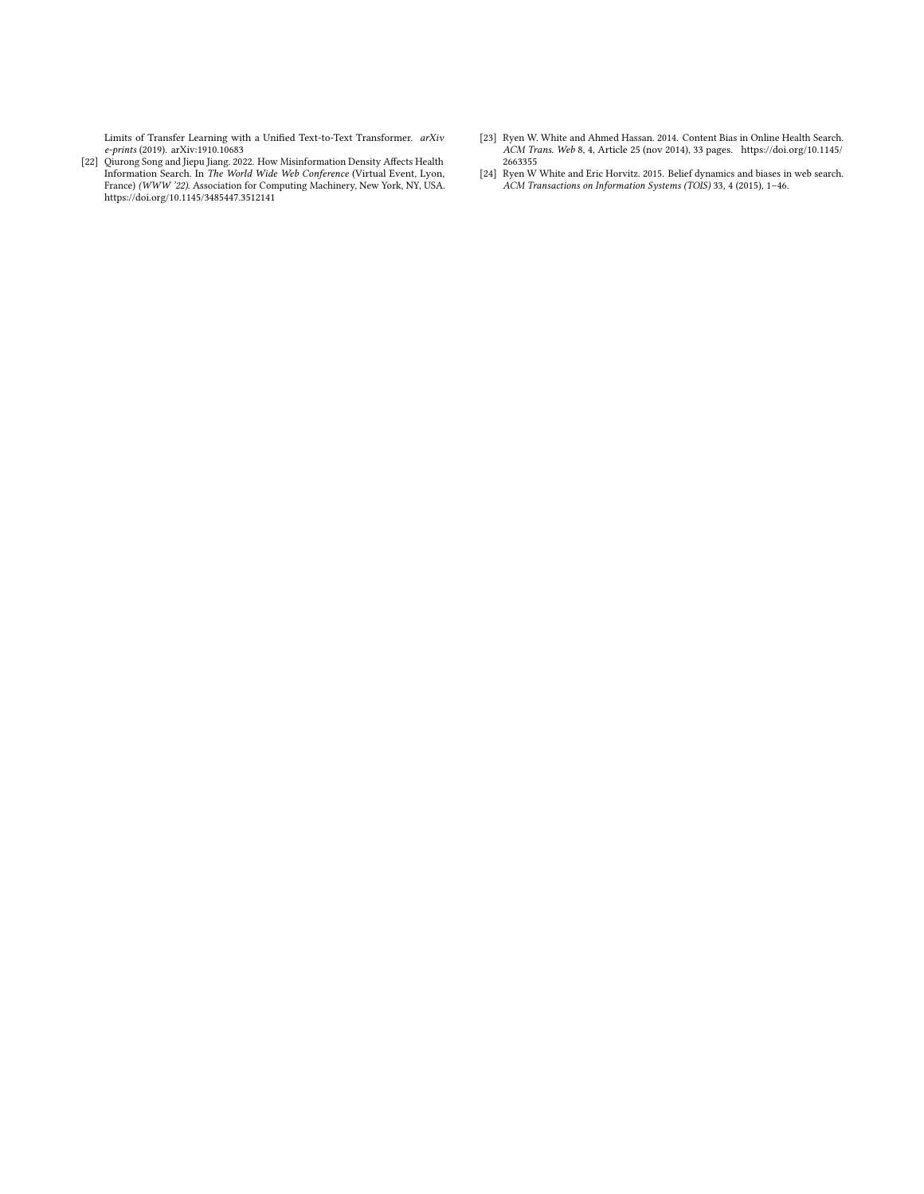Limits of Transfer Learning with a Unified Text-to-Text Transformer. *arXiv e-prints* (2019). arXiv:1910.10683

[22] Qiurong Song and Jiepu Jiang. 2022. How Misinformation Density Affects Health Information Search. In *The World Wide Web Conference* (Virtual Event, Lyon, France) *(WWW '22)*. Association for Computing Machinery, New York, NY, USA. https://doi.org/10.1145/3485447.3512141

[23] Ryen W. White and Ahmed Hassan. 2014. Content Bias in Online Health Search. *ACM Trans. Web* 8, 4, Article 25 (nov 2014), 33 pages. https://doi.org/10.1145/2663355

[24] Ryen W White and Eric Horvitz. 2015. Belief dynamics and biases in web search. *ACM Transactions on Information Systems (TOIS)* 33, 4 (2015), 1–46.